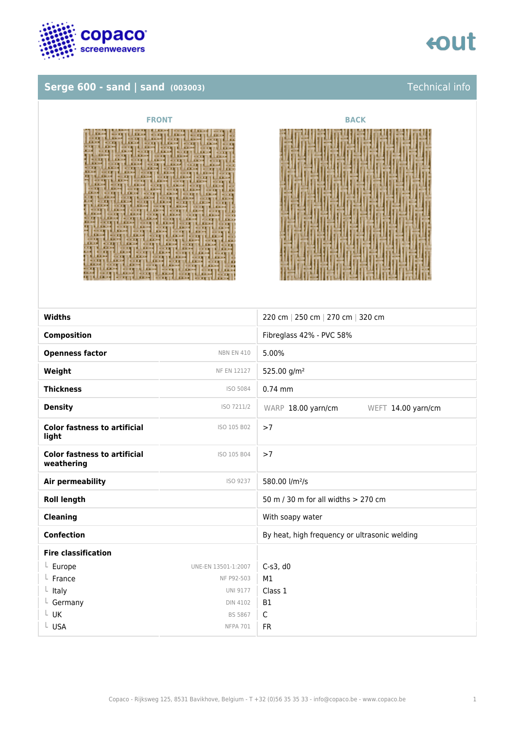## Serge 600 - sand | sand (003003)

Technical info

FRONT

BACK

| | | |
|---|---|---|
| **Widths** | | 220 cm \| 250 cm \| 270 cm \| 320 cm |
| **Composition** | | Fibreglass 42% - PVC 58% |
| **Openness factor** | NBN EN 410 | 5.00% |
| **Weight** | NF EN 12127 | 525.00 g/m² |
| **Thickness** | ISO 5084 | 0.74 mm |
| **Density** | ISO 7211/2 | WARP 18.00 yarn/cm WEFT 14.00 yarn/cm |
| **Color fastness to artificial light** | ISO 105 B02 | >7 |
| **Color fastness to artificial weathering** | ISO 105 B04 | >7 |
| **Air permeability** | ISO 9237 | 580.00 l/m²/s |
| **Roll length** | | 50 m / 30 m for all widths > 270 cm |
| **Cleaning** | | With soapy water |
| **Confection** | | By heat, high frequency or ultrasonic welding |
| **Fire classification** | | |
| └ Europe | UNE-EN 13501-1:2007 | C-s3, d0 |
| └ France | NF P92-503 | M1 |
| └ Italy | UNI 9177 | Class 1 |
| └ Germany | DIN 4102 | B1 |
| └ UK | BS 5867 | C |
| └ USA | NFPA 701 | FR |

Copaco - Rijksweg 125, 8531 Bavikhove, Belgium - T +32 (0)56 35 35 33 - info@copaco.be - www.copaco.be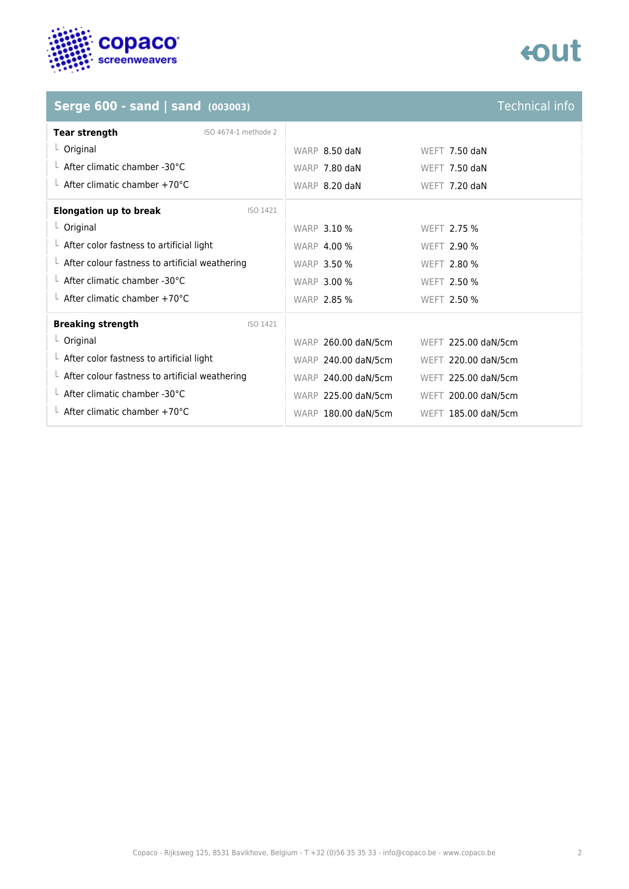## Serge 600 - sand | sand (003003)

Technical info

| Tear strength (ISO 4674-1 methode 2) | WARP | WEFT |
|---|---|---|
| Original | 8.50 daN | 7.50 daN |
| After climatic chamber -30°C | 7.80 daN | 7.50 daN |
| After climatic chamber +70°C | 8.20 daN | 7.20 daN |

| Elongation up to break (ISO 1421) | WARP | WEFT |
|---|---|---|
| Original | 3.10 % | 2.75 % |
| After color fastness to artificial light | 4.00 % | 2.90 % |
| After colour fastness to artificial weathering | 3.50 % | 2.80 % |
| After climatic chamber -30°C | 3.00 % | 2.50 % |
| After climatic chamber +70°C | 2.85 % | 2.50 % |

| Breaking strength (ISO 1421) | WARP | WEFT |
|---|---|---|
| Original | 260.00 daN/5cm | 225.00 daN/5cm |
| After color fastness to artificial light | 240.00 daN/5cm | 220.00 daN/5cm |
| After colour fastness to artificial weathering | 240.00 daN/5cm | 225.00 daN/5cm |
| After climatic chamber -30°C | 225.00 daN/5cm | 200.00 daN/5cm |
| After climatic chamber +70°C | 180.00 daN/5cm | 185.00 daN/5cm |

Copaco - Rijksweg 125, 8531 Bavikhove, Belgium - T +32 (0)56 35 35 33 - info@copaco.be - www.copaco.be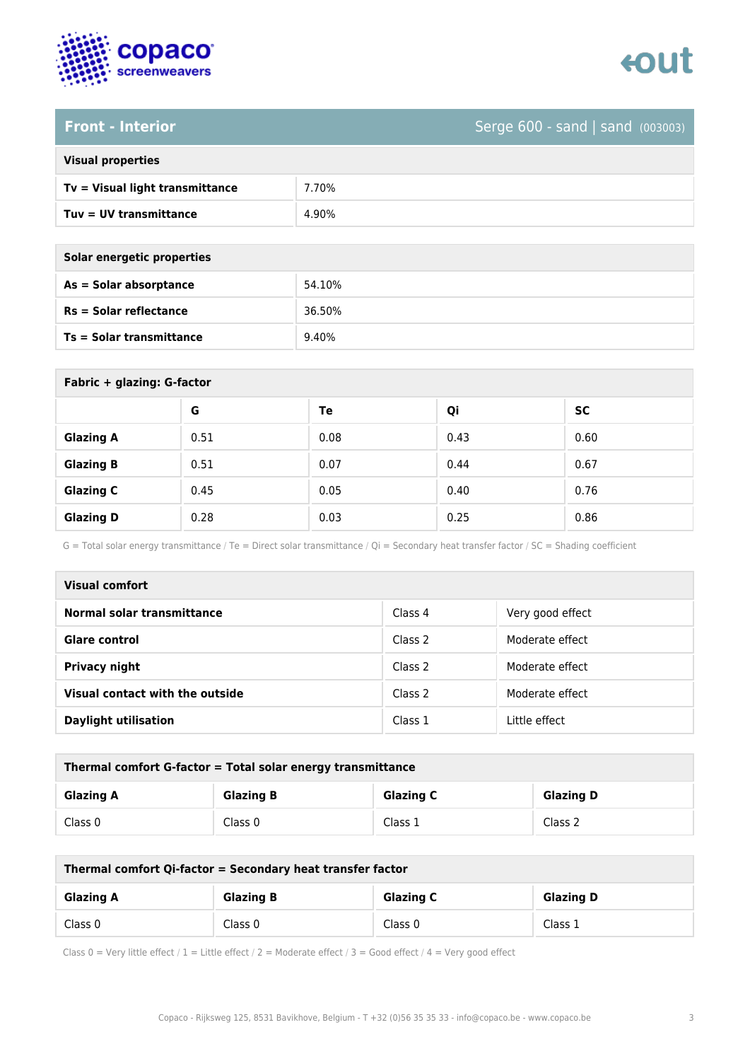## Front - Interior

Serge 600 - sand | sand (003003)

| Visual properties | |
|---|---|
| **Tv = Visual light transmittance** | 7.70% |
| **Tuv = UV transmittance** | 4.90% |

| Solar energetic properties | |
|---|---|
| **As = Solar absorptance** | 54.10% |
| **Rs = Solar reflectance** | 36.50% |
| **Ts = Solar transmittance** | 9.40% |

**Fabric + glazing: G-factor**

| | G | Te | Qi | SC |
|---|---|---|---|---|
| **Glazing A** | 0.51 | 0.08 | 0.43 | 0.60 |
| **Glazing B** | 0.51 | 0.07 | 0.44 | 0.67 |
| **Glazing C** | 0.45 | 0.05 | 0.40 | 0.76 |
| **Glazing D** | 0.28 | 0.03 | 0.25 | 0.86 |

G = Total solar energy transmittance / Te = Direct solar transmittance / Qi = Secondary heat transfer factor / SC = Shading coefficient

| Visual comfort | | |
|---|---|---|
| **Normal solar transmittance** | Class 4 | Very good effect |
| **Glare control** | Class 2 | Moderate effect |
| **Privacy night** | Class 2 | Moderate effect |
| **Visual contact with the outside** | Class 2 | Moderate effect |
| **Daylight utilisation** | Class 1 | Little effect |

**Thermal comfort G-factor = Total solar energy transmittance**

| Glazing A | Glazing B | Glazing C | Glazing D |
|---|---|---|---|
| Class 0 | Class 0 | Class 1 | Class 2 |

**Thermal comfort Qi-factor = Secondary heat transfer factor**

| Glazing A | Glazing B | Glazing C | Glazing D |
|---|---|---|---|
| Class 0 | Class 0 | Class 0 | Class 1 |

Class 0 = Very little effect / 1 = Little effect / 2 = Moderate effect / 3 = Good effect / 4 = Very good effect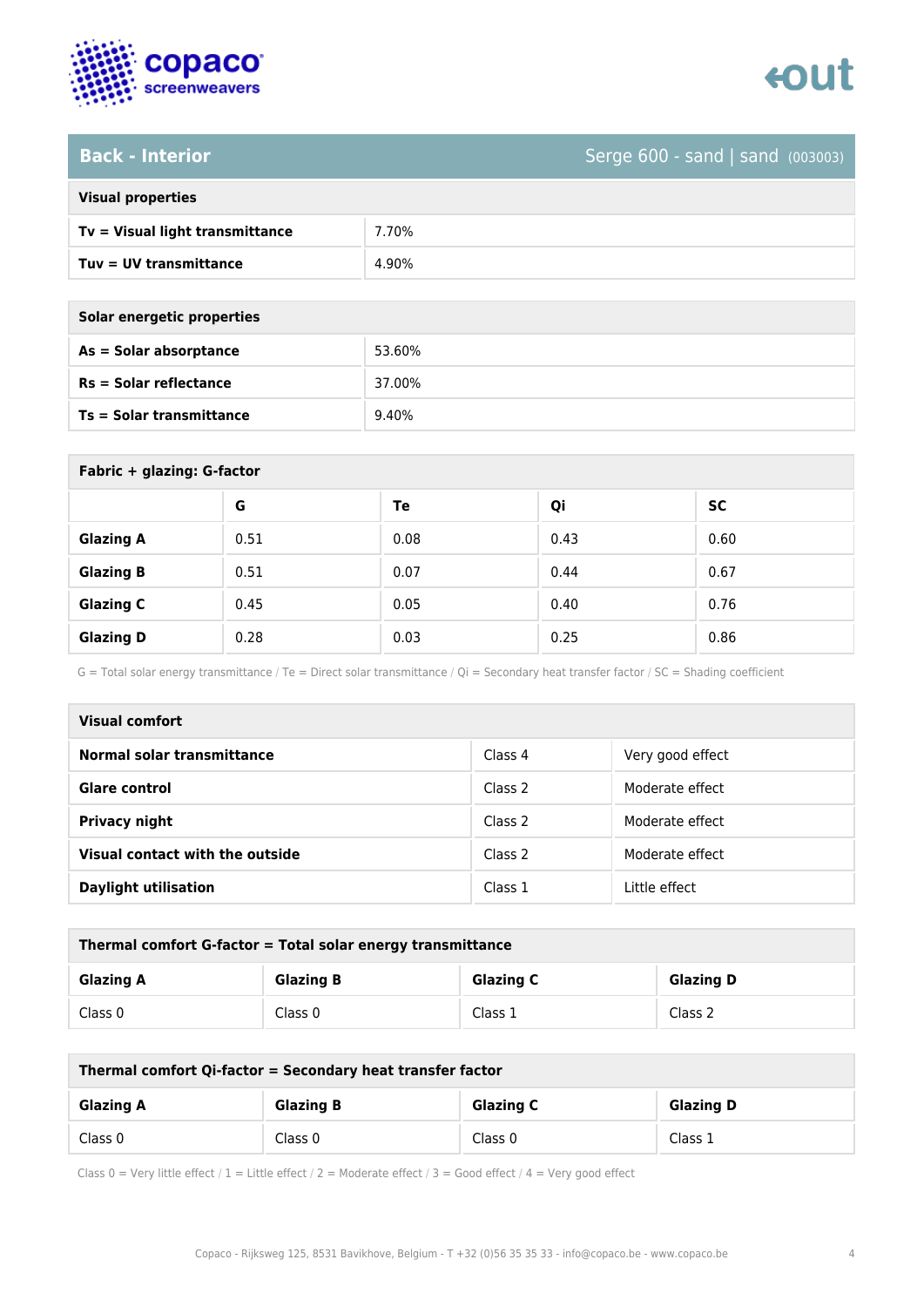## Back - Interior

Serge 600 - sand | sand (003003)

| Visual properties | |
|---|---|
| **Tv = Visual light transmittance** | 7.70% |
| **Tuv = UV transmittance** | 4.90% |

| Solar energetic properties | |
|---|---|
| **As = Solar absorptance** | 53.60% |
| **Rs = Solar reflectance** | 37.00% |
| **Ts = Solar transmittance** | 9.40% |

**Fabric + glazing: G-factor**

| | G | Te | Qi | SC |
|---|---|---|---|---|
| **Glazing A** | 0.51 | 0.08 | 0.43 | 0.60 |
| **Glazing B** | 0.51 | 0.07 | 0.44 | 0.67 |
| **Glazing C** | 0.45 | 0.05 | 0.40 | 0.76 |
| **Glazing D** | 0.28 | 0.03 | 0.25 | 0.86 |

G = Total solar energy transmittance / Te = Direct solar transmittance / Qi = Secondary heat transfer factor / SC = Shading coefficient

| Visual comfort | | |
|---|---|---|
| **Normal solar transmittance** | Class 4 | Very good effect |
| **Glare control** | Class 2 | Moderate effect |
| **Privacy night** | Class 2 | Moderate effect |
| **Visual contact with the outside** | Class 2 | Moderate effect |
| **Daylight utilisation** | Class 1 | Little effect |

**Thermal comfort G-factor = Total solar energy transmittance**

| Glazing A | Glazing B | Glazing C | Glazing D |
|---|---|---|---|
| Class 0 | Class 0 | Class 1 | Class 2 |

**Thermal comfort Qi-factor = Secondary heat transfer factor**

| Glazing A | Glazing B | Glazing C | Glazing D |
|---|---|---|---|
| Class 0 | Class 0 | Class 0 | Class 1 |

Class 0 = Very little effect / 1 = Little effect / 2 = Moderate effect / 3 = Good effect / 4 = Very good effect

Copaco - Rijksweg 125, 8531 Bavikhove, Belgium - T +32 (0)56 35 35 33 - info@copaco.be - www.copaco.be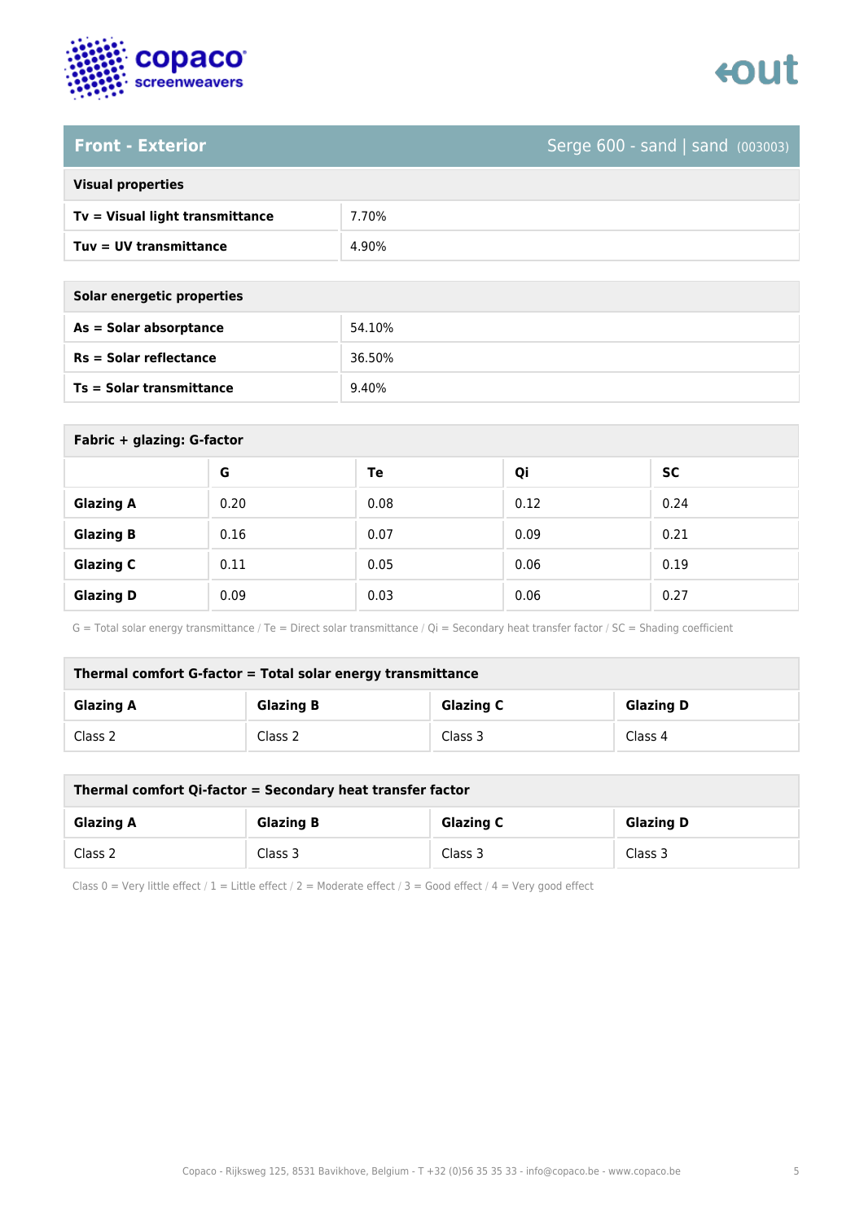## Front - Exterior

Serge 600 - sand | sand (003003)

| Visual properties | |
|---|---|
| **Tv = Visual light transmittance** | 7.70% |
| **Tuv = UV transmittance** | 4.90% |

| Solar energetic properties | |
|---|---|
| **As = Solar absorptance** | 54.10% |
| **Rs = Solar reflectance** | 36.50% |
| **Ts = Solar transmittance** | 9.40% |

**Fabric + glazing: G-factor**

| | G | Te | Qi | SC |
|---|---|---|---|---|
| **Glazing A** | 0.20 | 0.08 | 0.12 | 0.24 |
| **Glazing B** | 0.16 | 0.07 | 0.09 | 0.21 |
| **Glazing C** | 0.11 | 0.05 | 0.06 | 0.19 |
| **Glazing D** | 0.09 | 0.03 | 0.06 | 0.27 |

G = Total solar energy transmittance / Te = Direct solar transmittance / Qi = Secondary heat transfer factor / SC = Shading coefficient

**Thermal comfort G-factor = Total solar energy transmittance**

| Glazing A | Glazing B | Glazing C | Glazing D |
|---|---|---|---|
| Class 2 | Class 2 | Class 3 | Class 4 |

**Thermal comfort Qi-factor = Secondary heat transfer factor**

| Glazing A | Glazing B | Glazing C | Glazing D |
|---|---|---|---|
| Class 2 | Class 3 | Class 3 | Class 3 |

Class 0 = Very little effect / 1 = Little effect / 2 = Moderate effect / 3 = Good effect / 4 = Very good effect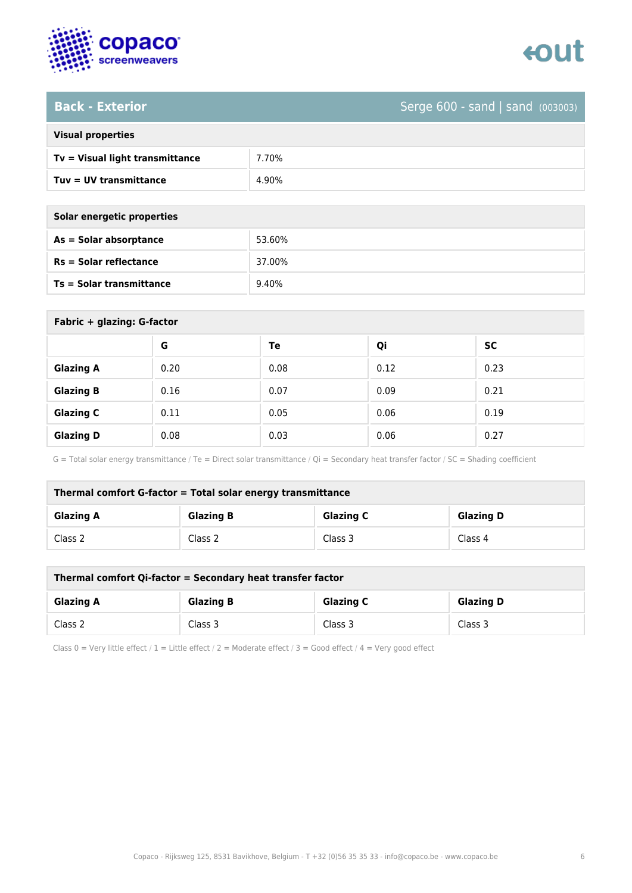## Back - Exterior

Serge 600 - sand | sand (003003)

| Visual properties | |
|---|---|
| **Tv = Visual light transmittance** | 7.70% |
| **Tuv = UV transmittance** | 4.90% |

| Solar energetic properties | |
|---|---|
| **As = Solar absorptance** | 53.60% |
| **Rs = Solar reflectance** | 37.00% |
| **Ts = Solar transmittance** | 9.40% |

**Fabric + glazing: G-factor**

| | G | Te | Qi | SC |
|---|---|---|---|---|
| **Glazing A** | 0.20 | 0.08 | 0.12 | 0.23 |
| **Glazing B** | 0.16 | 0.07 | 0.09 | 0.21 |
| **Glazing C** | 0.11 | 0.05 | 0.06 | 0.19 |
| **Glazing D** | 0.08 | 0.03 | 0.06 | 0.27 |

G = Total solar energy transmittance / Te = Direct solar transmittance / Qi = Secondary heat transfer factor / SC = Shading coefficient

**Thermal comfort G-factor = Total solar energy transmittance**

| Glazing A | Glazing B | Glazing C | Glazing D |
|---|---|---|---|
| Class 2 | Class 2 | Class 3 | Class 4 |

**Thermal comfort Qi-factor = Secondary heat transfer factor**

| Glazing A | Glazing B | Glazing C | Glazing D |
|---|---|---|---|
| Class 2 | Class 3 | Class 3 | Class 3 |

Class 0 = Very little effect / 1 = Little effect / 2 = Moderate effect / 3 = Good effect / 4 = Very good effect

Copaco - Rijksweg 125, 8531 Bavikhove, Belgium - T +32 (0)56 35 35 33 - info@copaco.be - www.copaco.be